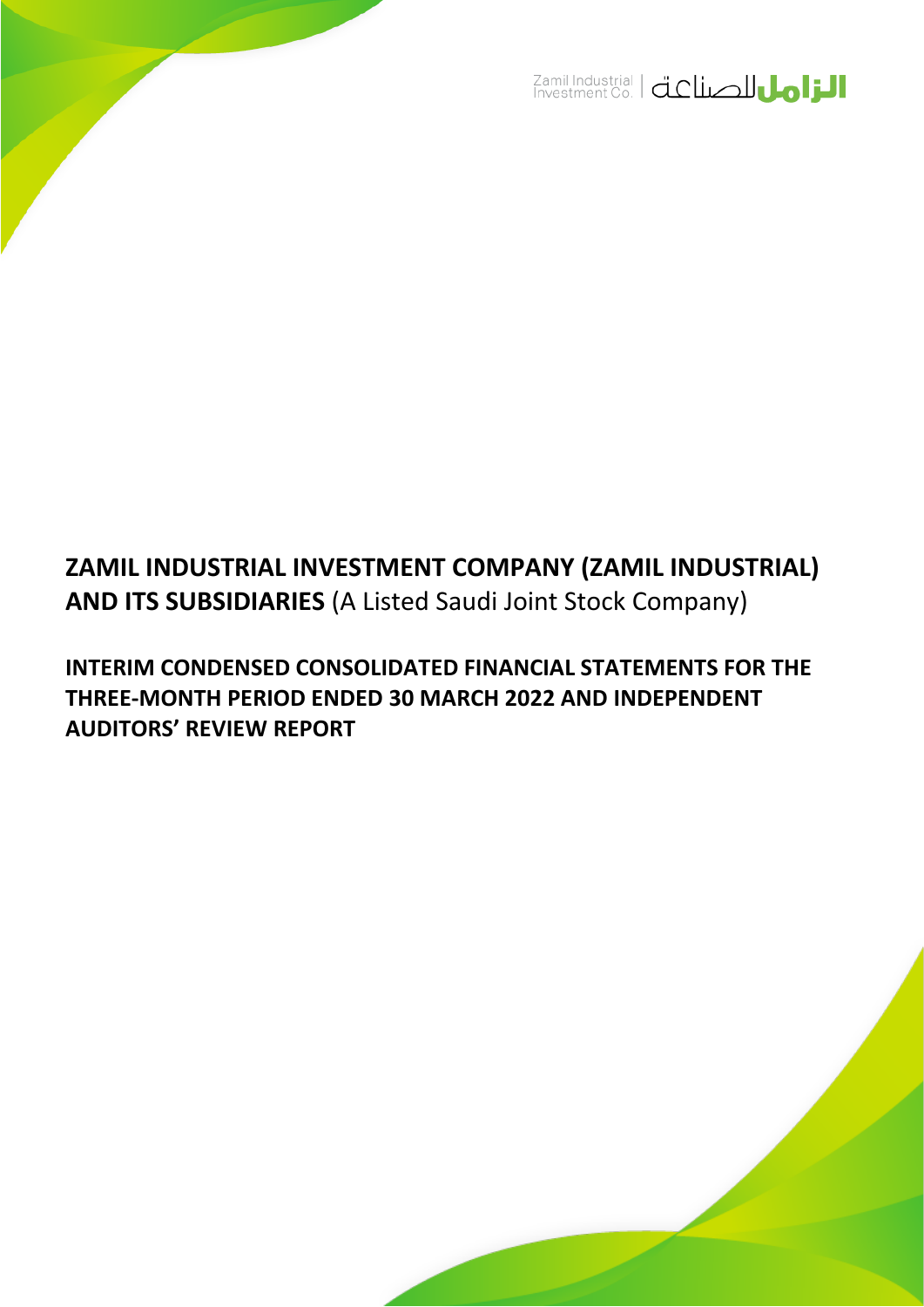Zamil Industrial Investment Co. | الزامل للصناعة

**ZAMIL INDUSTRIAL INVESTMENT COMPANY (ZAMIL INDUSTRIAL) AND ITS SUBSIDIARIES** (A Listed Saudi Joint Stock Company)

**INTERIM CONDENSED CONSOLIDATED FINANCIAL STATEMENTS FOR THE THREE-MONTH PERIOD ENDED 30 MARCH 2022 AND INDEPENDENT AUDITORS' REVIEW REPORT**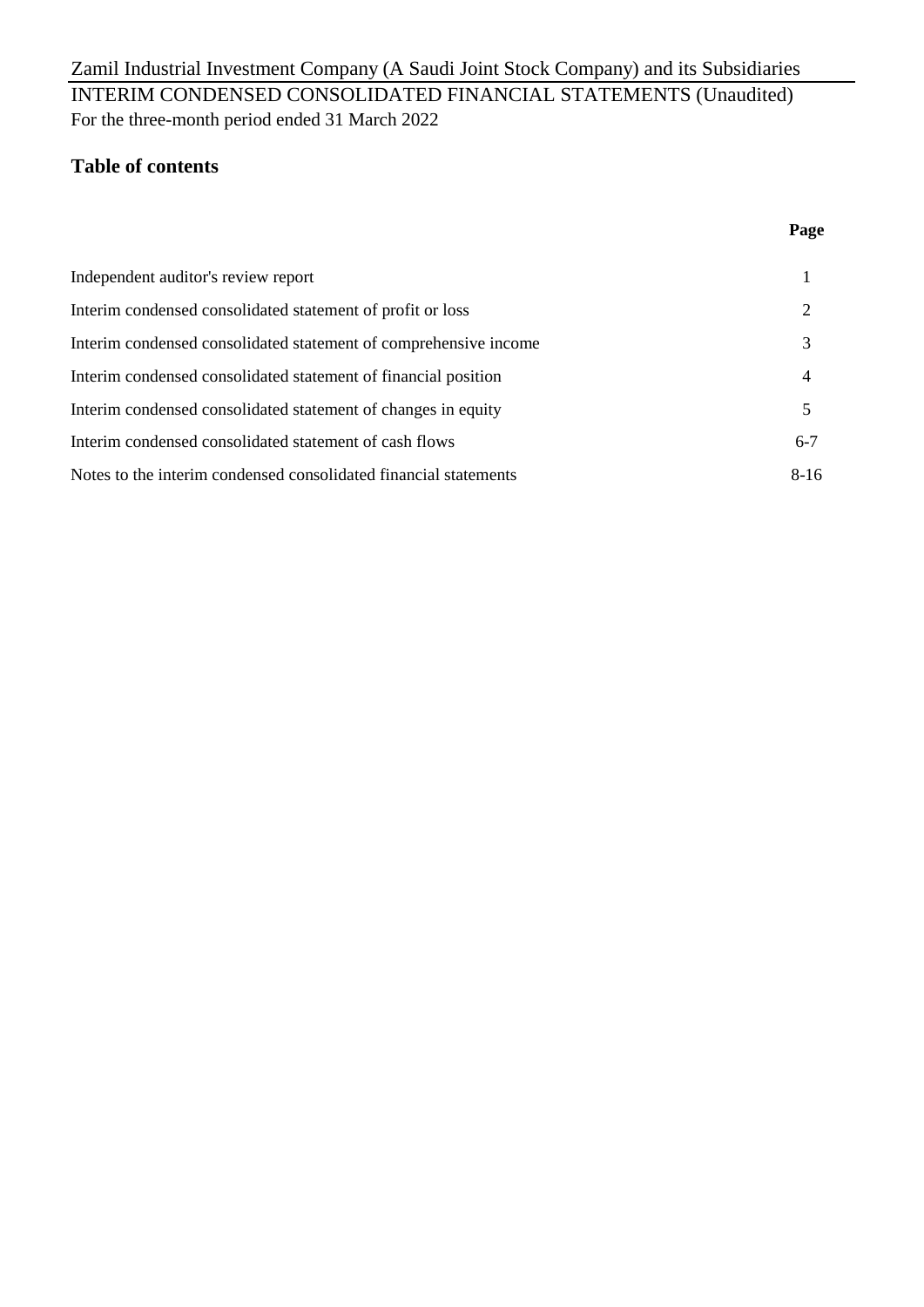Zamil Industrial Investment Company (A Saudi Joint Stock Company) and its Subsidiaries

INTERIM CONDENSED CONSOLIDATED FINANCIAL STATEMENTS (Unaudited)
For the three-month period ended 31 March 2022

## Table of contents

| | Page |
|---|---|
| Independent auditor's review report | 1 |
| Interim condensed consolidated statement of profit or loss | 2 |
| Interim condensed consolidated statement of comprehensive income | 3 |
| Interim condensed consolidated statement of financial position | 4 |
| Interim condensed consolidated statement of changes in equity | 5 |
| Interim condensed consolidated statement of cash flows | 6-7 |
| Notes to the interim condensed consolidated financial statements | 8-16 |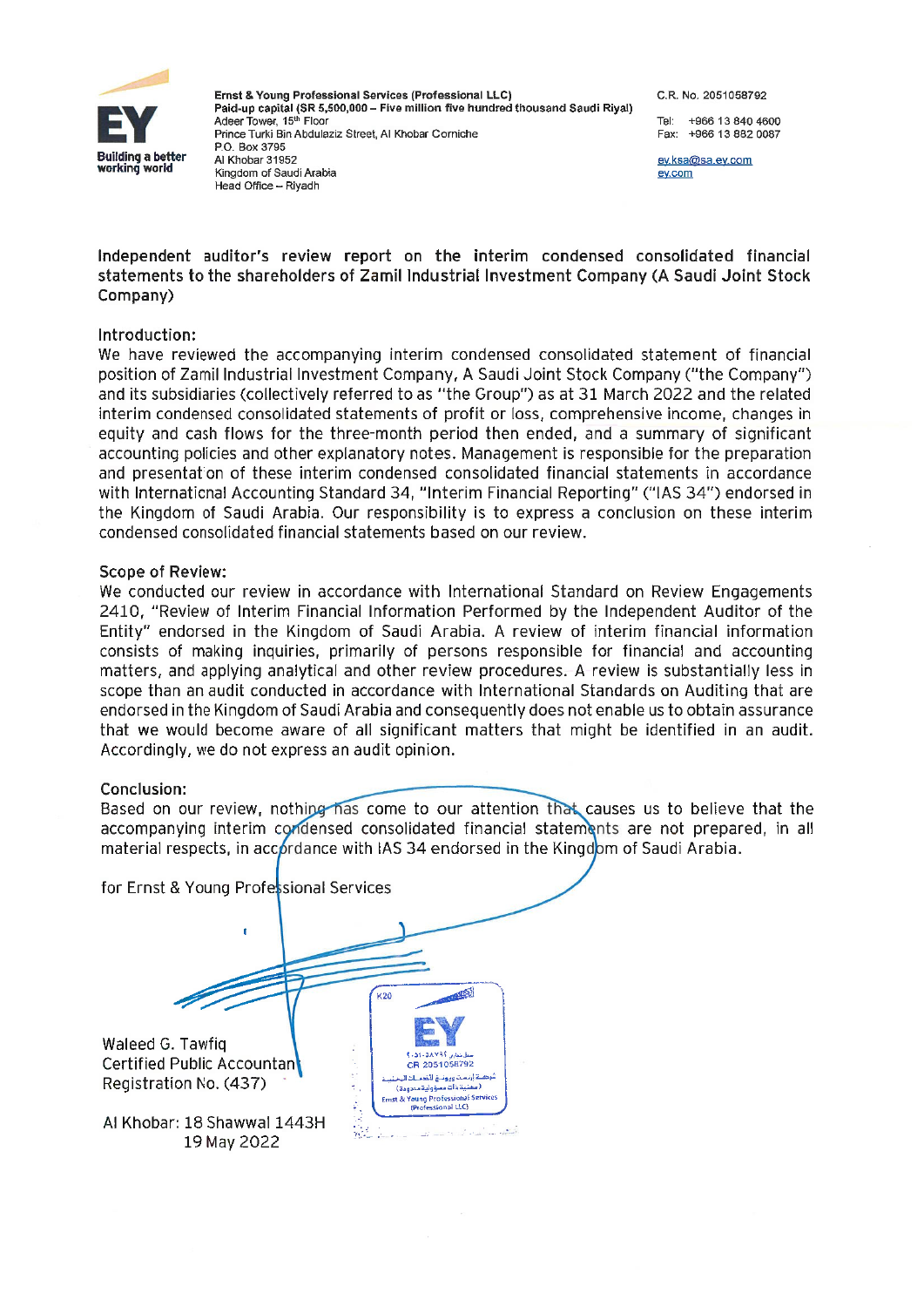Ernst & Young Professional Services (Professional LLC)
**Paid-up capital (SR 5,500,000 – Five million five hundred thousand Saudi Riyal)**
Adeer Tower, 15th Floor
Prince Turki Bin Abdulaziz Street, Al Khobar Corniche
P.O. Box 3795
Al Khobar 31952
Kingdom of Saudi Arabia
Head Office – Riyadh

C.R. No. 2051058792

Tel: +966 13 840 4600
Fax: +966 13 882 0087

ey.ksa@sa.ey.com
ey.com

## Independent auditor's review report on the interim condensed consolidated financial statements to the shareholders of Zamil Industrial Investment Company (A Saudi Joint Stock Company)

### Introduction:

We have reviewed the accompanying interim condensed consolidated statement of financial position of Zamil Industrial Investment Company, A Saudi Joint Stock Company ("the Company") and its subsidiaries (collectively referred to as "the Group") as at 31 March 2022 and the related interim condensed consolidated statements of profit or loss, comprehensive income, changes in equity and cash flows for the three-month period then ended, and a summary of significant accounting policies and other explanatory notes. Management is responsible for the preparation and presentation of these interim condensed consolidated financial statements in accordance with International Accounting Standard 34, "Interim Financial Reporting" ("IAS 34") endorsed in the Kingdom of Saudi Arabia. Our responsibility is to express a conclusion on these interim condensed consolidated financial statements based on our review.

### Scope of Review:

We conducted our review in accordance with International Standard on Review Engagements 2410, "Review of Interim Financial Information Performed by the Independent Auditor of the Entity" endorsed in the Kingdom of Saudi Arabia. A review of interim financial information consists of making inquiries, primarily of persons responsible for financial and accounting matters, and applying analytical and other review procedures. A review is substantially less in scope than an audit conducted in accordance with International Standards on Auditing that are endorsed in the Kingdom of Saudi Arabia and consequently does not enable us to obtain assurance that we would become aware of all significant matters that might be identified in an audit. Accordingly, we do not express an audit opinion.

### Conclusion:

Based on our review, nothing has come to our attention that causes us to believe that the accompanying interim condensed consolidated financial statements are not prepared, in all material respects, in accordance with IAS 34 endorsed in the Kingdom of Saudi Arabia.

for Ernst & Young Professional Services

Waleed G. Tawfiq
Certified Public Accountant
Registration No. (437)

Al Khobar: 18 Shawwal 1443H
19 May 2022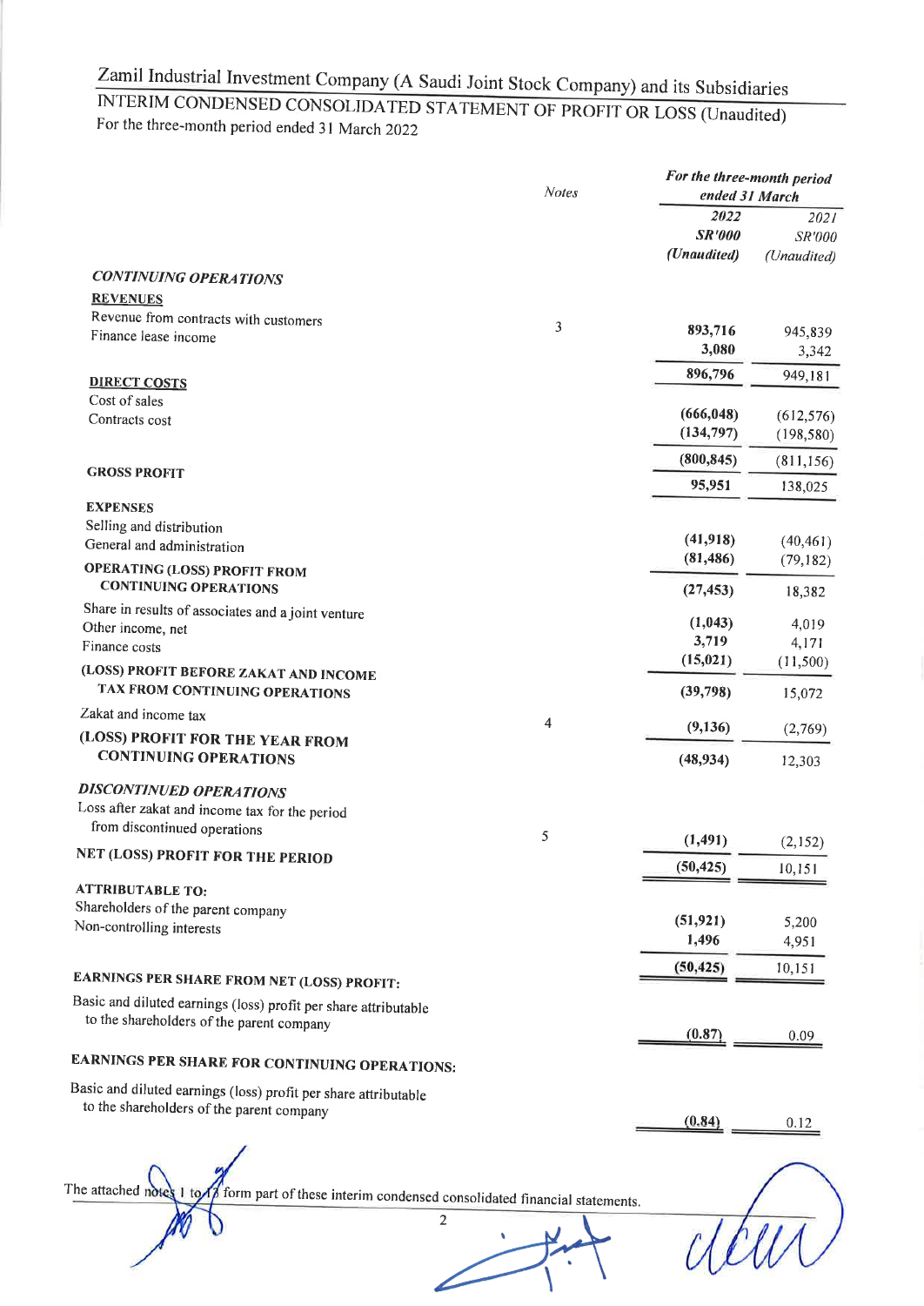# Zamil Industrial Investment Company (A Saudi Joint Stock Company) and its Subsidiaries

## INTERIM CONDENSED CONSOLIDATED STATEMENT OF PROFIT OR LOSS (Unaudited)

For the three-month period ended 31 March 2022

| | *Notes* | *For the three-month period ended 31 March* | |
|---|---|---|---|
| | | **2022** | *2021* |
| | | **SR'000** | *SR'000* |
| | | **(Unaudited)** | *(Unaudited)* |
| ***CONTINUING OPERATIONS*** | | | |
| **REVENUES** | | | |
| Revenue from contracts with customers | 3 | **893,716** | 945,839 |
| Finance lease income | | **3,080** | 3,342 |
| | | **896,796** | 949,181 |
| **DIRECT COSTS** | | | |
| Cost of sales | | **(666,048)** | (612,576) |
| Contracts cost | | **(134,797)** | (198,580) |
| | | **(800,845)** | (811,156) |
| **GROSS PROFIT** | | **95,951** | 138,025 |
| **EXPENSES** | | | |
| Selling and distribution | | **(41,918)** | (40,461) |
| General and administration | | **(81,486)** | (79,182) |
| **OPERATING (LOSS) PROFIT FROM CONTINUING OPERATIONS** | | **(27,453)** | 18,382 |
| Share in results of associates and a joint venture | | **(1,043)** | 4,019 |
| Other income, net | | **3,719** | 4,171 |
| Finance costs | | **(15,021)** | (11,500) |
| **(LOSS) PROFIT BEFORE ZAKAT AND INCOME TAX FROM CONTINUING OPERATIONS** | | **(39,798)** | 15,072 |
| Zakat and income tax | 4 | **(9,136)** | (2,769) |
| **(LOSS) PROFIT FOR THE YEAR FROM CONTINUING OPERATIONS** | | **(48,934)** | 12,303 |
| ***DISCONTINUED OPERATIONS*** | | | |
| Loss after zakat and income tax for the period from discontinued operations | 5 | **(1,491)** | (2,152) |
| **NET (LOSS) PROFIT FOR THE PERIOD** | | **(50,425)** | 10,151 |
| **ATTRIBUTABLE TO:** | | | |
| Shareholders of the parent company | | **(51,921)** | 5,200 |
| Non-controlling interests | | **1,496** | 4,951 |
| | | **(50,425)** | 10,151 |
| **EARNINGS PER SHARE FROM NET (LOSS) PROFIT:** | | | |
| Basic and diluted earnings (loss) profit per share attributable to the shareholders of the parent company | | **(0.87)** | 0.09 |
| **EARNINGS PER SHARE FOR CONTINUING OPERATIONS:** | | | |
| Basic and diluted earnings (loss) profit per share attributable to the shareholders of the parent company | | **(0.84)** | 0.12 |

The attached notes 1 to 13 form part of these interim condensed consolidated financial statements.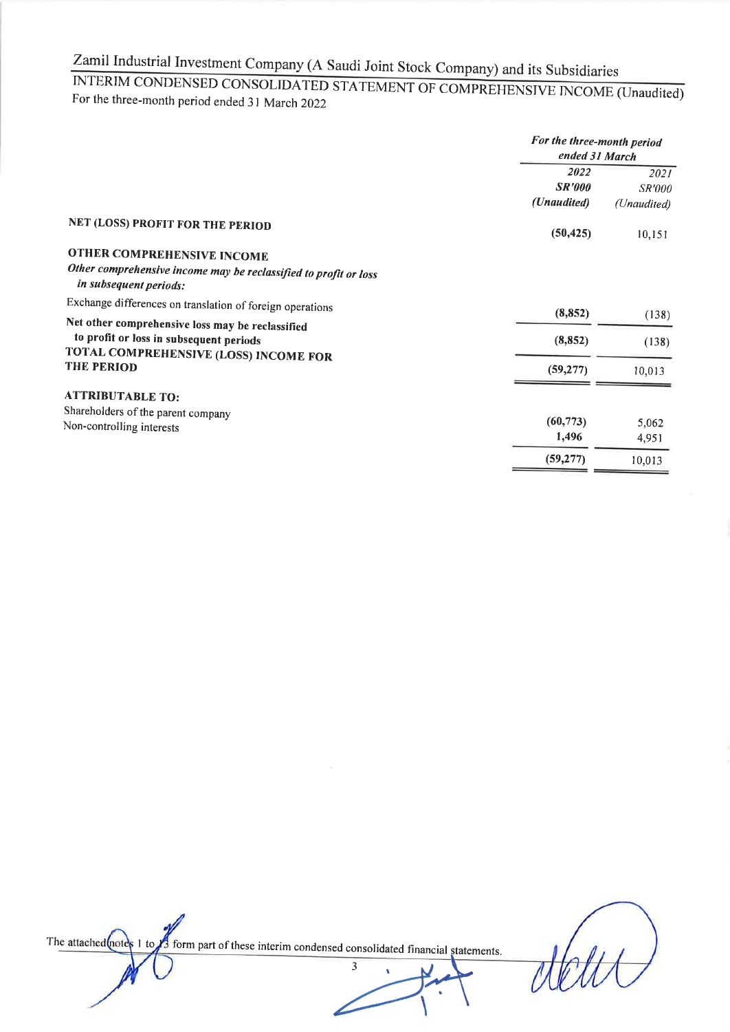# Zamil Industrial Investment Company (A Saudi Joint Stock Company) and its Subsidiaries

## INTERIM CONDENSED CONSOLIDATED STATEMENT OF COMPREHENSIVE INCOME (Unaudited)

For the three-month period ended 31 March 2022

| | *For the three-month period ended 31 March* | |
|---|---|---|
| | ***2022*** | *2021* |
| | ***SR'000*** | *SR'000* |
| | ***(Unaudited)*** | *(Unaudited)* |
| **NET (LOSS) PROFIT FOR THE PERIOD** | **(50,425)** | 10,151 |
| **OTHER COMPREHENSIVE INCOME** | | |
| ***Other comprehensive income may be reclassified to profit or loss in subsequent periods:*** | | |
| Exchange differences on translation of foreign operations | **(8,852)** | (138) |
| **Net other comprehensive loss may be reclassified to profit or loss in subsequent periods** | **(8,852)** | (138) |
| **TOTAL COMPREHENSIVE (LOSS) INCOME FOR THE PERIOD** | **(59,277)** | 10,013 |
| **ATTRIBUTABLE TO:** | | |
| Shareholders of the parent company | **(60,773)** | 5,062 |
| Non-controlling interests | **1,496** | 4,951 |
| | **(59,277)** | 10,013 |

The attached notes 1 to 13 form part of these interim condensed consolidated financial statements.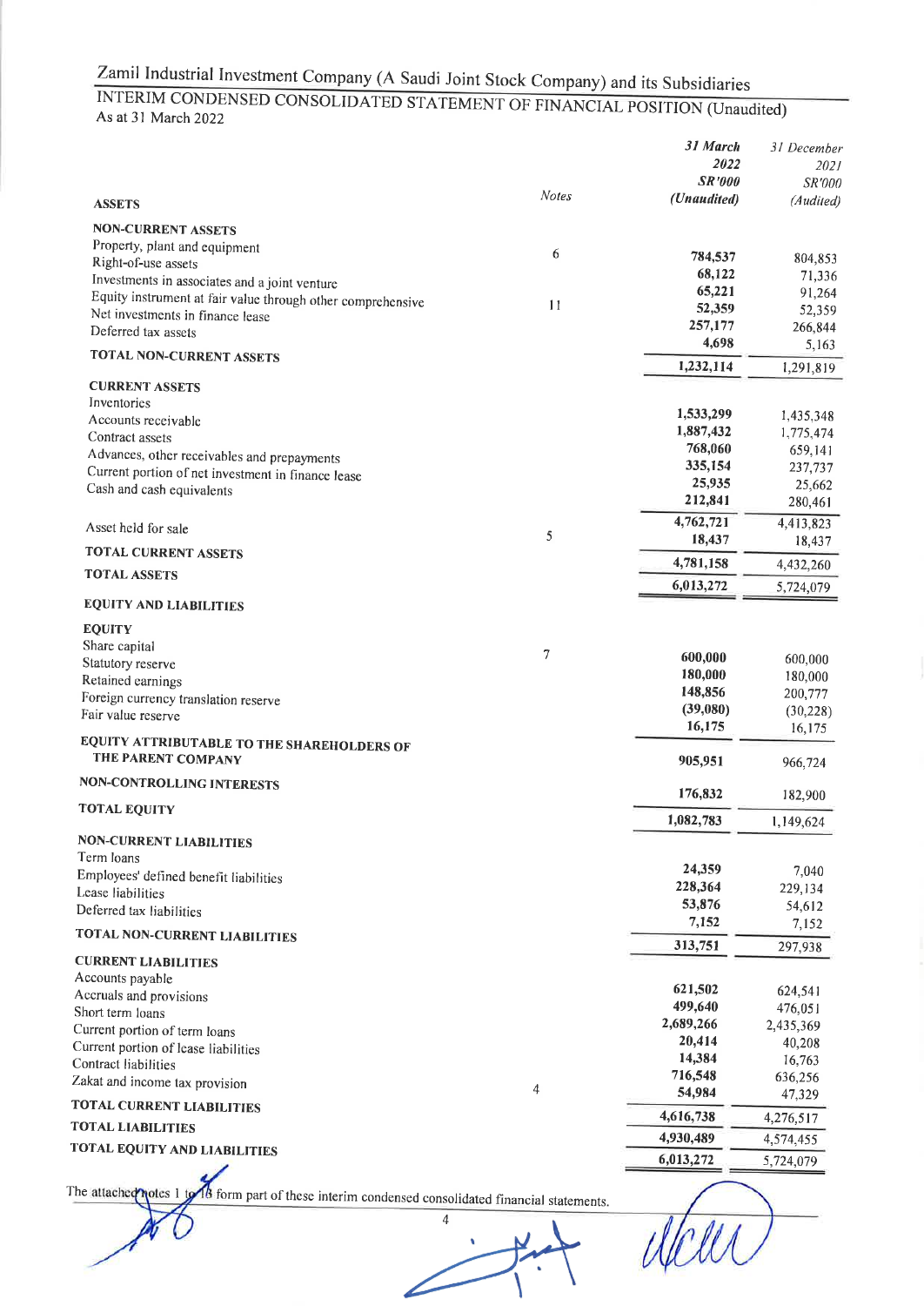# Zamil Industrial Investment Company (A Saudi Joint Stock Company) and its Subsidiaries

## INTERIM CONDENSED CONSOLIDATED STATEMENT OF FINANCIAL POSITION (Unaudited)

As at 31 March 2022

| | Notes | *31 March 2022 SR'000 (Unaudited)* | *31 December 2021 SR'000 (Audited)* |
|---|---|---|---|
| **ASSETS** | | | |
| **NON-CURRENT ASSETS** | | | |
| Property, plant and equipment | 6 | **784,537** | 804,853 |
| Right-of-use assets | | **68,122** | 71,336 |
| Investments in associates and a joint venture | | **65,221** | 91,264 |
| Equity instrument at fair value through other comprehensive | 11 | **52,359** | 52,359 |
| Net investments in finance lease | | **257,177** | 266,844 |
| Deferred tax assets | | **4,698** | 5,163 |
| **TOTAL NON-CURRENT ASSETS** | | **1,232,114** | 1,291,819 |
| **CURRENT ASSETS** | | | |
| Inventories | | **1,533,299** | 1,435,348 |
| Accounts receivable | | **1,887,432** | 1,775,474 |
| Contract assets | | **768,060** | 659,141 |
| Advances, other receivables and prepayments | | **335,154** | 237,737 |
| Current portion of net investment in finance lease | | **25,935** | 25,662 |
| Cash and cash equivalents | | **212,841** | 280,461 |
| | | **4,762,721** | 4,413,823 |
| Asset held for sale | 5 | **18,437** | 18,437 |
| **TOTAL CURRENT ASSETS** | | **4,781,158** | 4,432,260 |
| **TOTAL ASSETS** | | **6,013,272** | 5,724,079 |
| **EQUITY AND LIABILITIES** | | | |
| **EQUITY** | | | |
| Share capital | 7 | **600,000** | 600,000 |
| Statutory reserve | | **180,000** | 180,000 |
| Retained earnings | | **148,856** | 200,777 |
| Foreign currency translation reserve | | **(39,080)** | (30,228) |
| Fair value reserve | | **16,175** | 16,175 |
| **EQUITY ATTRIBUTABLE TO THE SHAREHOLDERS OF THE PARENT COMPANY** | | **905,951** | 966,724 |
| **NON-CONTROLLING INTERESTS** | | **176,832** | 182,900 |
| **TOTAL EQUITY** | | **1,082,783** | 1,149,624 |
| **NON-CURRENT LIABILITIES** | | | |
| Term loans | | **24,359** | 7,040 |
| Employees' defined benefit liabilities | | **228,364** | 229,134 |
| Lease liabilities | | **53,876** | 54,612 |
| Deferred tax liabilities | | **7,152** | 7,152 |
| **TOTAL NON-CURRENT LIABILITIES** | | **313,751** | 297,938 |
| **CURRENT LIABILITIES** | | | |
| Accounts payable | | **621,502** | 624,541 |
| Accruals and provisions | | **499,640** | 476,051 |
| Short term loans | | **2,689,266** | 2,435,369 |
| Current portion of term loans | | **20,414** | 40,208 |
| Current portion of lease liabilities | | **14,384** | 16,763 |
| Contract liabilities | | **716,548** | 636,256 |
| Zakat and income tax provision | 4 | **54,984** | 47,329 |
| **TOTAL CURRENT LIABILITIES** | | **4,616,738** | 4,276,517 |
| **TOTAL LIABILITIES** | | **4,930,489** | 4,574,455 |
| **TOTAL EQUITY AND LIABILITIES** | | **6,013,272** | 5,724,079 |

The attached notes 1 to 18 form part of these interim condensed consolidated financial statements.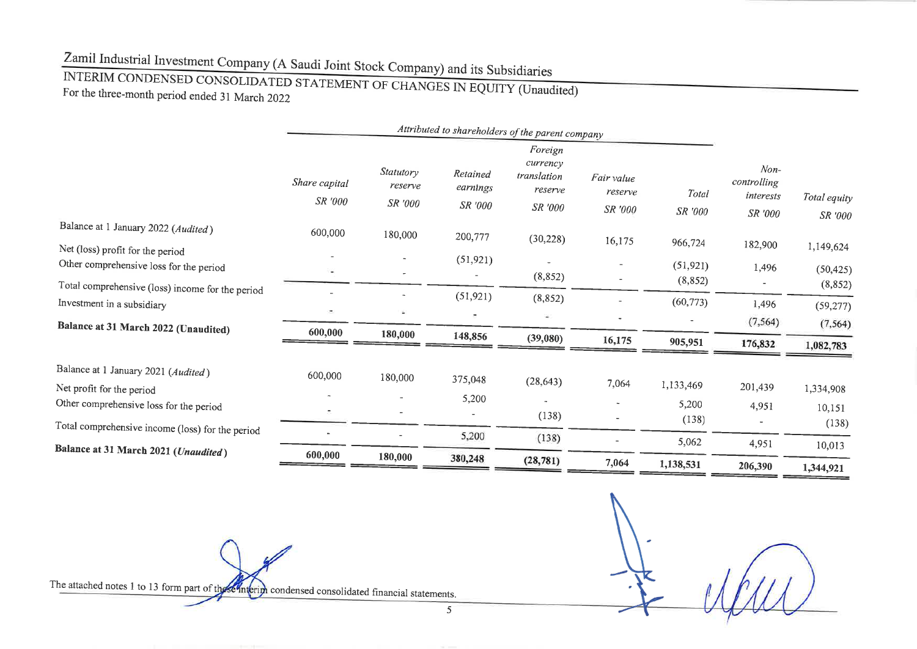# Zamil Industrial Investment Company (A Saudi Joint Stock Company) and its Subsidiaries

## INTERIM CONDENSED CONSOLIDATED STATEMENT OF CHANGES IN EQUITY (Unaudited)

For the three-month period ended 31 March 2022

| | *Attributed to shareholders of the parent company* | | | | | | | |
|---|---|---|---|---|---|---|---|---|
| | *Share capital* SR '000 | *Statutory reserve* SR '000 | *Retained earnings* SR '000 | *Foreign currency translation reserve* SR '000 | *Fair value reserve* SR '000 | *Total* SR '000 | *Non-controlling interests* SR '000 | *Total equity* SR '000 |
| Balance at 1 January 2022 (*Audited*) | 600,000 | 180,000 | 200,777 | (30,228) | 16,175 | 966,724 | 182,900 | 1,149,624 |
| Net (loss) profit for the period | - | - | (51,921) | - | - | (51,921) | 1,496 | (50,425) |
| Other comprehensive loss for the period | - | - | - | (8,852) | - | (8,852) | - | (8,852) |
| Total comprehensive (loss) income for the period | - | - | (51,921) | (8,852) | - | (60,773) | 1,496 | (59,277) |
| Investment in a subsidiary | - | - | - | - | - | - | (7,564) | (7,564) |
| **Balance at 31 March 2022 (Unaudited)** | **600,000** | **180,000** | **148,856** | **(39,080)** | **16,175** | **905,951** | **176,832** | **1,082,783** |
| | | | | | | | | |
| Balance at 1 January 2021 (*Audited*) | 600,000 | 180,000 | 375,048 | (28,643) | 7,064 | 1,133,469 | 201,439 | 1,334,908 |
| Net profit for the period | - | - | 5,200 | - | - | 5,200 | 4,951 | 10,151 |
| Other comprehensive loss for the period | - | - | - | (138) | - | (138) | - | (138) |
| Total comprehensive income (loss) for the period | - | - | 5,200 | (138) | - | 5,062 | 4,951 | 10,013 |
| **Balance at 31 March 2021 (*Unaudited*)** | **600,000** | **180,000** | **380,248** | **(28,781)** | **7,064** | **1,138,531** | **206,390** | **1,344,921** |

The attached notes 1 to 13 form part of these interim condensed consolidated financial statements.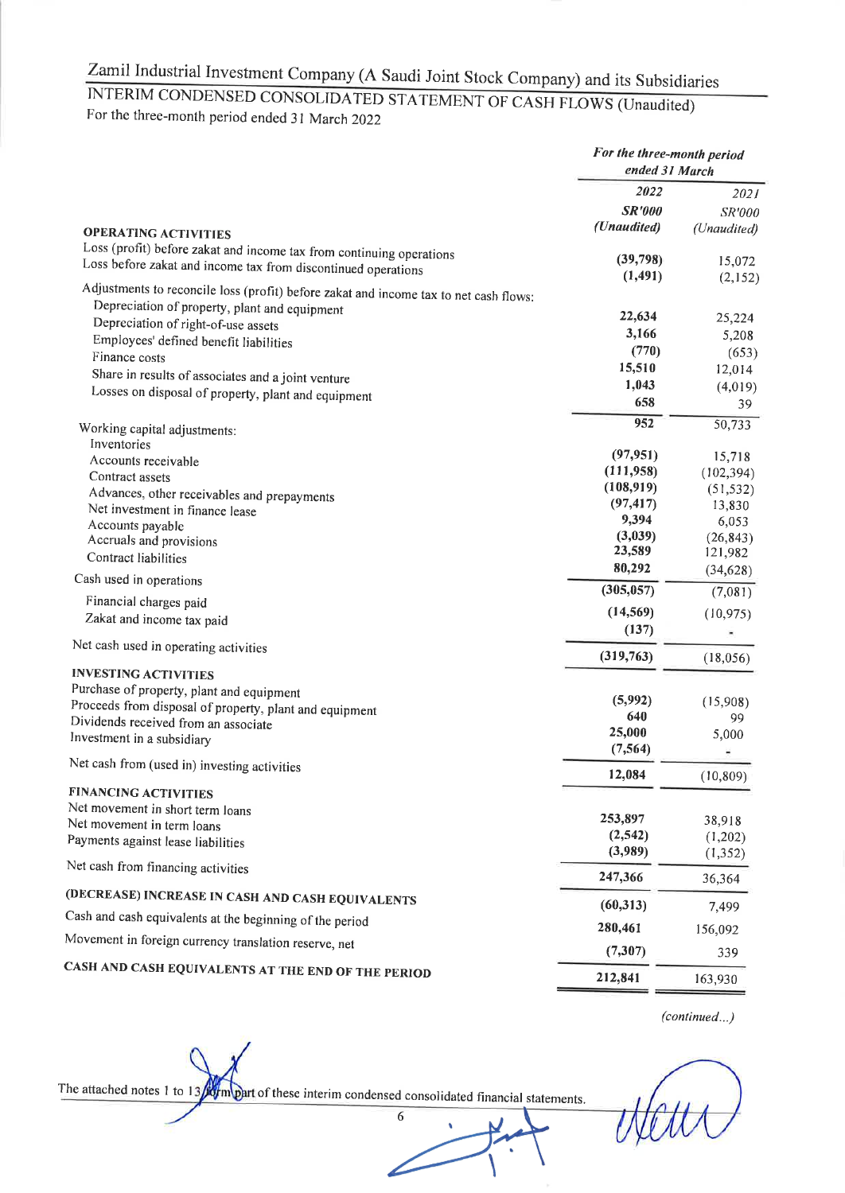# Zamil Industrial Investment Company (A Saudi Joint Stock Company) and its Subsidiaries

## INTERIM CONDENSED CONSOLIDATED STATEMENT OF CASH FLOWS (Unaudited)

For the three-month period ended 31 March 2022

| | *For the three-month period ended 31 March* | |
|---|---|---|
| | **2022** | 2021 |
| | **SR'000** | SR'000 |
| | ***(Unaudited)*** | *(Unaudited)* |
| **OPERATING ACTIVITIES** | | |
| Loss (profit) before zakat and income tax from continuing operations | **(39,798)** | 15,072 |
| Loss before zakat and income tax from discontinued operations | **(1,491)** | (2,152) |
| Adjustments to reconcile loss (profit) before zakat and income tax to net cash flows: | | |
| Depreciation of property, plant and equipment | **22,634** | 25,224 |
| Depreciation of right-of-use assets | **3,166** | 5,208 |
| Employees' defined benefit liabilities | **(770)** | (653) |
| Finance costs | **15,510** | 12,014 |
| Share in results of associates and a joint venture | **1,043** | (4,019) |
| Losses on disposal of property, plant and equipment | **658** | 39 |
| | **952** | 50,733 |
| Working capital adjustments: | | |
| Inventories | **(97,951)** | 15,718 |
| Accounts receivable | **(111,958)** | (102,394) |
| Contract assets | **(108,919)** | (51,532) |
| Advances, other receivables and prepayments | **(97,417)** | 13,830 |
| Net investment in finance lease | **9,394** | 6,053 |
| Accounts payable | **(3,039)** | (26,843) |
| Accruals and provisions | **23,589** | 121,982 |
| Contract liabilities | **80,292** | (34,628) |
| Cash used in operations | **(305,057)** | (7,081) |
| Financial charges paid | **(14,569)** | (10,975) |
| Zakat and income tax paid | **(137)** | - |
| Net cash used in operating activities | **(319,763)** | (18,056) |
| **INVESTING ACTIVITIES** | | |
| Purchase of property, plant and equipment | **(5,992)** | (15,908) |
| Proceeds from disposal of property, plant and equipment | **640** | 99 |
| Dividends received from an associate | **25,000** | 5,000 |
| Investment in a subsidiary | **(7,564)** | - |
| Net cash from (used in) investing activities | **12,084** | (10,809) |
| **FINANCING ACTIVITIES** | | |
| Net movement in short term loans | **253,897** | 38,918 |
| Net movement in term loans | **(2,542)** | (1,202) |
| Payments against lease liabilities | **(3,989)** | (1,352) |
| Net cash from financing activities | **247,366** | 36,364 |
| **(DECREASE) INCREASE IN CASH AND CASH EQUIVALENTS** | **(60,313)** | 7,499 |
| Cash and cash equivalents at the beginning of the period | **280,461** | 156,092 |
| Movement in foreign currency translation reserve, net | **(7,307)** | 339 |
| **CASH AND CASH EQUIVALENTS AT THE END OF THE PERIOD** | **212,841** | 163,930 |

*(continued...)*

The attached notes 1 to 13 form part of these interim condensed consolidated financial statements.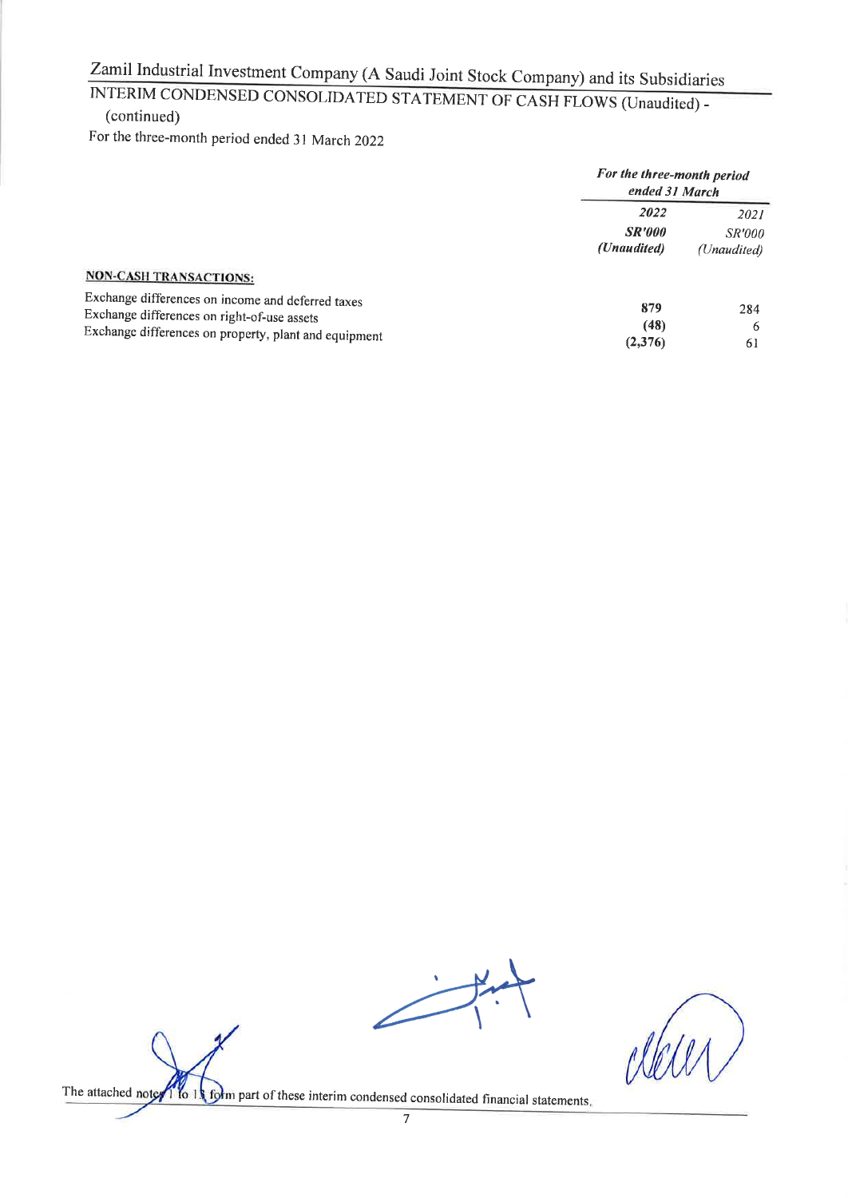# Zamil Industrial Investment Company (A Saudi Joint Stock Company) and its Subsidiaries

## INTERIM CONDENSED CONSOLIDATED STATEMENT OF CASH FLOWS (Unaudited) - (continued)

For the three-month period ended 31 March 2022

| | *For the three-month period ended 31 March* | |
|---|---|---|
| | ***2022*** | *2021* |
| | ***SR'000*** | *SR'000* |
| | ***(Unaudited)*** | *(Unaudited)* |
| **NON-CASH TRANSACTIONS:** | | |
| Exchange differences on income and deferred taxes | **879** | 284 |
| Exchange differences on right-of-use assets | **(48)** | 6 |
| Exchange differences on property, plant and equipment | **(2,376)** | 61 |

The attached notes 1 to 13 form part of these interim condensed consolidated financial statements.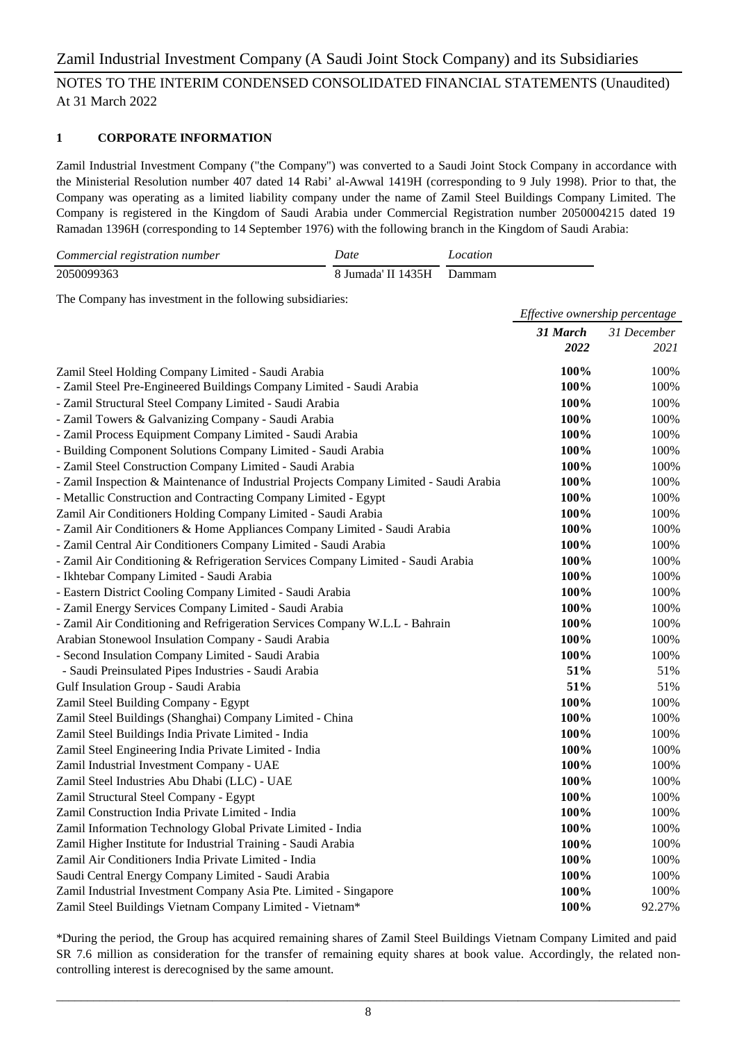## 1 CORPORATE INFORMATION

Zamil Industrial Investment Company ("the Company") was converted to a Saudi Joint Stock Company in accordance with the Ministerial Resolution number 407 dated 14 Rabi' al-Awwal 1419H (corresponding to 9 July 1998). Prior to that, the Company was operating as a limited liability company under the name of Zamil Steel Buildings Company Limited. The Company is registered in the Kingdom of Saudi Arabia under Commercial Registration number 2050004215 dated 19 Ramadan 1396H (corresponding to 14 September 1976) with the following branch in the Kingdom of Saudi Arabia:

| *Commercial registration number* | *Date* | *Location* |
|---|---|---|
| 2050099363 | 8 Jumada' II 1435H | Dammam |

The Company has investment in the following subsidiaries:

| | *Effective ownership percentage* | |
|---|---|---|
| | ***31 March 2022*** | *31 December 2021* |
| Zamil Steel Holding Company Limited - Saudi Arabia | **100%** | 100% |
| - Zamil Steel Pre-Engineered Buildings Company Limited - Saudi Arabia | **100%** | 100% |
| - Zamil Structural Steel Company Limited - Saudi Arabia | **100%** | 100% |
| - Zamil Towers & Galvanizing Company - Saudi Arabia | **100%** | 100% |
| - Zamil Process Equipment Company Limited - Saudi Arabia | **100%** | 100% |
| - Building Component Solutions Company Limited - Saudi Arabia | **100%** | 100% |
| - Zamil Steel Construction Company Limited - Saudi Arabia | **100%** | 100% |
| - Zamil Inspection & Maintenance of Industrial Projects Company Limited - Saudi Arabia | **100%** | 100% |
| - Metallic Construction and Contracting Company Limited - Egypt | **100%** | 100% |
| Zamil Air Conditioners Holding Company Limited - Saudi Arabia | **100%** | 100% |
| - Zamil Air Conditioners & Home Appliances Company Limited - Saudi Arabia | **100%** | 100% |
| - Zamil Central Air Conditioners Company Limited - Saudi Arabia | **100%** | 100% |
| - Zamil Air Conditioning & Refrigeration Services Company Limited - Saudi Arabia | **100%** | 100% |
| - Ikhtebar Company Limited - Saudi Arabia | **100%** | 100% |
| - Eastern District Cooling Company Limited - Saudi Arabia | **100%** | 100% |
| - Zamil Energy Services Company Limited - Saudi Arabia | **100%** | 100% |
| - Zamil Air Conditioning and Refrigeration Services Company W.L.L - Bahrain | **100%** | 100% |
| Arabian Stonewool Insulation Company - Saudi Arabia | **100%** | 100% |
| - Second Insulation Company Limited - Saudi Arabia | **100%** | 100% |
| - Saudi Preinsulated Pipes Industries - Saudi Arabia | **51%** | 51% |
| Gulf Insulation Group - Saudi Arabia | **51%** | 51% |
| Zamil Steel Building Company - Egypt | **100%** | 100% |
| Zamil Steel Buildings (Shanghai) Company Limited - China | **100%** | 100% |
| Zamil Steel Buildings India Private Limited - India | **100%** | 100% |
| Zamil Steel Engineering India Private Limited - India | **100%** | 100% |
| Zamil Industrial Investment Company - UAE | **100%** | 100% |
| Zamil Steel Industries Abu Dhabi (LLC) - UAE | **100%** | 100% |
| Zamil Structural Steel Company - Egypt | **100%** | 100% |
| Zamil Construction India Private Limited - India | **100%** | 100% |
| Zamil Information Technology Global Private Limited - India | **100%** | 100% |
| Zamil Higher Institute for Industrial Training - Saudi Arabia | **100%** | 100% |
| Zamil Air Conditioners India Private Limited - India | **100%** | 100% |
| Saudi Central Energy Company Limited - Saudi Arabia | **100%** | 100% |
| Zamil Industrial Investment Company Asia Pte. Limited - Singapore | **100%** | 100% |
| Zamil Steel Buildings Vietnam Company Limited - Vietnam* | **100%** | 92.27% |

*During the period, the Group has acquired remaining shares of Zamil Steel Buildings Vietnam Company Limited and paid SR 7.6 million as consideration for the transfer of remaining equity shares at book value. Accordingly, the related non-controlling interest is derecognised by the same amount.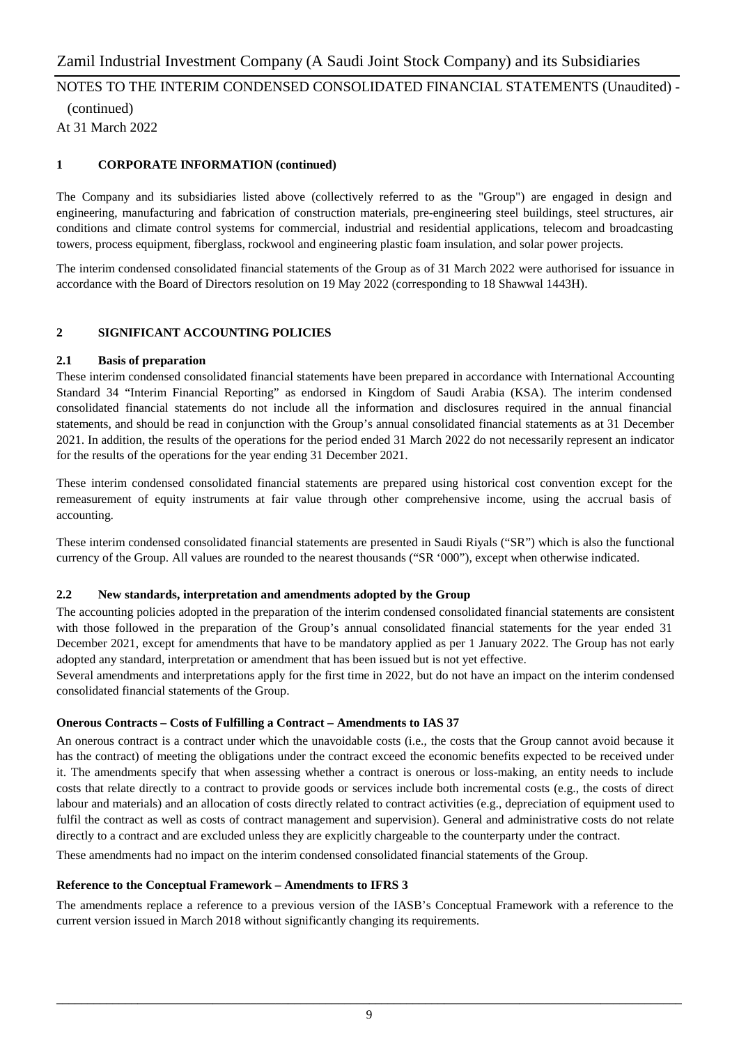## 1 CORPORATE INFORMATION (continued)

The Company and its subsidiaries listed above (collectively referred to as the "Group") are engaged in design and engineering, manufacturing and fabrication of construction materials, pre-engineering steel buildings, steel structures, air conditions and climate control systems for commercial, industrial and residential applications, telecom and broadcasting towers, process equipment, fiberglass, rockwool and engineering plastic foam insulation, and solar power projects.

The interim condensed consolidated financial statements of the Group as of 31 March 2022 were authorised for issuance in accordance with the Board of Directors resolution on 19 May 2022 (corresponding to 18 Shawwal 1443H).

## 2 SIGNIFICANT ACCOUNTING POLICIES

### 2.1 Basis of preparation

These interim condensed consolidated financial statements have been prepared in accordance with International Accounting Standard 34 "Interim Financial Reporting" as endorsed in Kingdom of Saudi Arabia (KSA). The interim condensed consolidated financial statements do not include all the information and disclosures required in the annual financial statements, and should be read in conjunction with the Group's annual consolidated financial statements as at 31 December 2021. In addition, the results of the operations for the period ended 31 March 2022 do not necessarily represent an indicator for the results of the operations for the year ending 31 December 2021.

These interim condensed consolidated financial statements are prepared using historical cost convention except for the remeasurement of equity instruments at fair value through other comprehensive income, using the accrual basis of accounting.

These interim condensed consolidated financial statements are presented in Saudi Riyals ("SR") which is also the functional currency of the Group. All values are rounded to the nearest thousands ("SR '000"), except when otherwise indicated.

### 2.2 New standards, interpretation and amendments adopted by the Group

The accounting policies adopted in the preparation of the interim condensed consolidated financial statements are consistent with those followed in the preparation of the Group's annual consolidated financial statements for the year ended 31 December 2021, except for amendments that have to be mandatory applied as per 1 January 2022. The Group has not early adopted any standard, interpretation or amendment that has been issued but is not yet effective.

Several amendments and interpretations apply for the first time in 2022, but do not have an impact on the interim condensed consolidated financial statements of the Group.

**Onerous Contracts – Costs of Fulfilling a Contract – Amendments to IAS 37**

An onerous contract is a contract under which the unavoidable costs (i.e., the costs that the Group cannot avoid because it has the contract) of meeting the obligations under the contract exceed the economic benefits expected to be received under it. The amendments specify that when assessing whether a contract is onerous or loss-making, an entity needs to include costs that relate directly to a contract to provide goods or services include both incremental costs (e.g., the costs of direct labour and materials) and an allocation of costs directly related to contract activities (e.g., depreciation of equipment used to fulfil the contract as well as costs of contract management and supervision). General and administrative costs do not relate directly to a contract and are excluded unless they are explicitly chargeable to the counterparty under the contract.

These amendments had no impact on the interim condensed consolidated financial statements of the Group.

**Reference to the Conceptual Framework – Amendments to IFRS 3**

The amendments replace a reference to a previous version of the IASB's Conceptual Framework with a reference to the current version issued in March 2018 without significantly changing its requirements.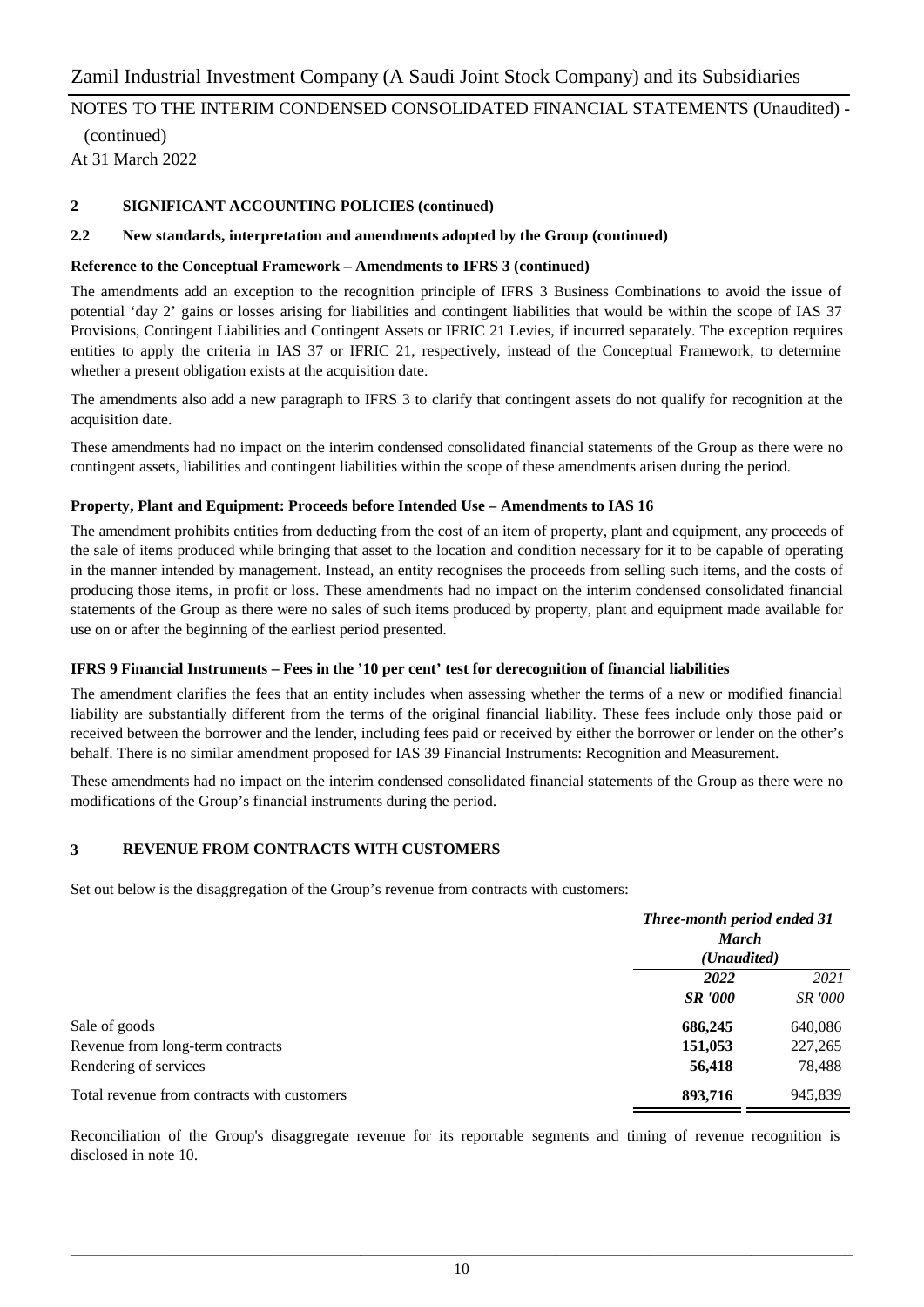## 2 SIGNIFICANT ACCOUNTING POLICIES (continued)

### 2.2 New standards, interpretation and amendments adopted by the Group (continued)

**Reference to the Conceptual Framework – Amendments to IFRS 3 (continued)**

The amendments add an exception to the recognition principle of IFRS 3 Business Combinations to avoid the issue of potential 'day 2' gains or losses arising for liabilities and contingent liabilities that would be within the scope of IAS 37 Provisions, Contingent Liabilities and Contingent Assets or IFRIC 21 Levies, if incurred separately. The exception requires entities to apply the criteria in IAS 37 or IFRIC 21, respectively, instead of the Conceptual Framework, to determine whether a present obligation exists at the acquisition date.

The amendments also add a new paragraph to IFRS 3 to clarify that contingent assets do not qualify for recognition at the acquisition date.

These amendments had no impact on the interim condensed consolidated financial statements of the Group as there were no contingent assets, liabilities and contingent liabilities within the scope of these amendments arisen during the period.

**Property, Plant and Equipment: Proceeds before Intended Use – Amendments to IAS 16**

The amendment prohibits entities from deducting from the cost of an item of property, plant and equipment, any proceeds of the sale of items produced while bringing that asset to the location and condition necessary for it to be capable of operating in the manner intended by management. Instead, an entity recognises the proceeds from selling such items, and the costs of producing those items, in profit or loss. These amendments had no impact on the interim condensed consolidated financial statements of the Group as there were no sales of such items produced by property, plant and equipment made available for use on or after the beginning of the earliest period presented.

**IFRS 9 Financial Instruments – Fees in the '10 per cent' test for derecognition of financial liabilities**

The amendment clarifies the fees that an entity includes when assessing whether the terms of a new or modified financial liability are substantially different from the terms of the original financial liability. These fees include only those paid or received between the borrower and the lender, including fees paid or received by either the borrower or lender on the other's behalf. There is no similar amendment proposed for IAS 39 Financial Instruments: Recognition and Measurement.

These amendments had no impact on the interim condensed consolidated financial statements of the Group as there were no modifications of the Group's financial instruments during the period.

## 3 REVENUE FROM CONTRACTS WITH CUSTOMERS

Set out below is the disaggregation of the Group's revenue from contracts with customers:

| | *Three-month period ended 31 March (Unaudited)* | |
|---|---|---|
| | ***2022*** | *2021* |
| | ***SR '000*** | *SR '000* |
| Sale of goods | **686,245** | 640,086 |
| Revenue from long-term contracts | **151,053** | 227,265 |
| Rendering of services | **56,418** | 78,488 |
| Total revenue from contracts with customers | **893,716** | 945,839 |

Reconciliation of the Group's disaggregate revenue for its reportable segments and timing of revenue recognition is disclosed in note 10.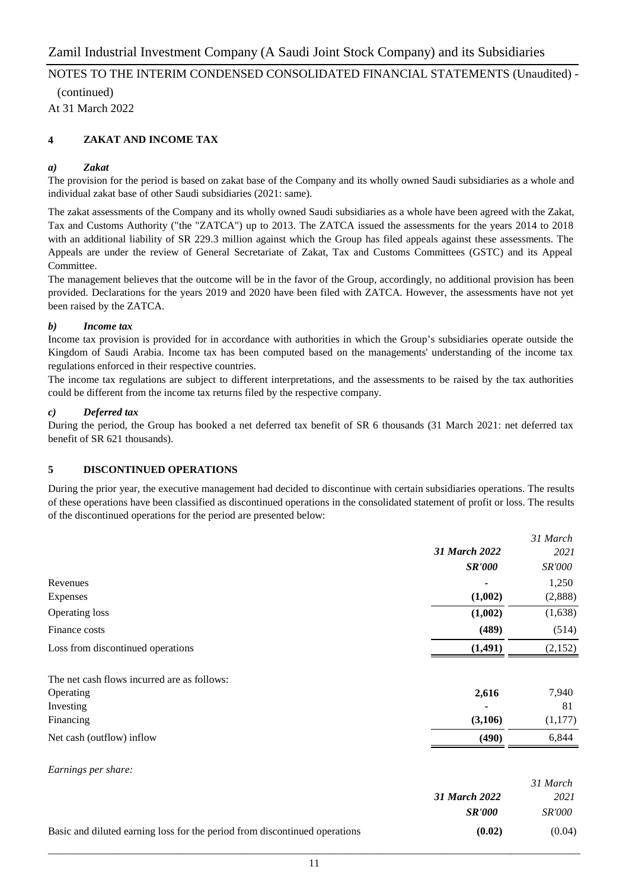### 4 ZAKAT AND INCOME TAX

#### *a) Zakat*

The provision for the period is based on zakat base of the Company and its wholly owned Saudi subsidiaries as a whole and individual zakat base of other Saudi subsidiaries (2021: same).

The zakat assessments of the Company and its wholly owned Saudi subsidiaries as a whole have been agreed with the Zakat, Tax and Customs Authority ("the "ZATCA") up to 2013. The ZATCA issued the assessments for the years 2014 to 2018 with an additional liability of SR 229.3 million against which the Group has filed appeals against these assessments. The Appeals are under the review of General Secretariate of Zakat, Tax and Customs Committees (GSTC) and its Appeal Committee.

The management believes that the outcome will be in the favor of the Group, accordingly, no additional provision has been provided. Declarations for the years 2019 and 2020 have been filed with ZATCA. However, the assessments have not yet been raised by the ZATCA.

#### *b) Income tax*

Income tax provision is provided for in accordance with authorities in which the Group's subsidiaries operate outside the Kingdom of Saudi Arabia. Income tax has been computed based on the managements' understanding of the income tax regulations enforced in their respective countries.

The income tax regulations are subject to different interpretations, and the assessments to be raised by the tax authorities could be different from the income tax returns filed by the respective company.

#### *c) Deferred tax*

During the period, the Group has booked a net deferred tax benefit of SR 6 thousands (31 March 2021: net deferred tax benefit of SR 621 thousands).

### 5 DISCONTINUED OPERATIONS

During the prior year, the executive management had decided to discontinue with certain subsidiaries operations. The results of these operations have been classified as discontinued operations in the consolidated statement of profit or loss. The results of the discontinued operations for the period are presented below:

| | ***31 March 2022*** | *31 March 2021* |
|---|---|---|
| | ***SR'000*** | *SR'000* |
| Revenues | **-** | 1,250 |
| Expenses | **(1,002)** | (2,888) |
| Operating loss | **(1,002)** | (1,638) |
| Finance costs | **(489)** | (514) |
| Loss from discontinued operations | **(1,491)** | (2,152) |
| | | |
| The net cash flows incurred are as follows: | | |
| Operating | **2,616** | 7,940 |
| Investing | **-** | 81 |
| Financing | **(3,106)** | (1,177) |
| Net cash (outflow) inflow | **(490)** | 6,844 |

*Earnings per share:*

| | ***31 March 2022*** | *31 March 2021* |
|---|---|---|
| | ***SR'000*** | *SR'000* |
| Basic and diluted earning loss for the period from discontinued operations | **(0.02)** | (0.04) |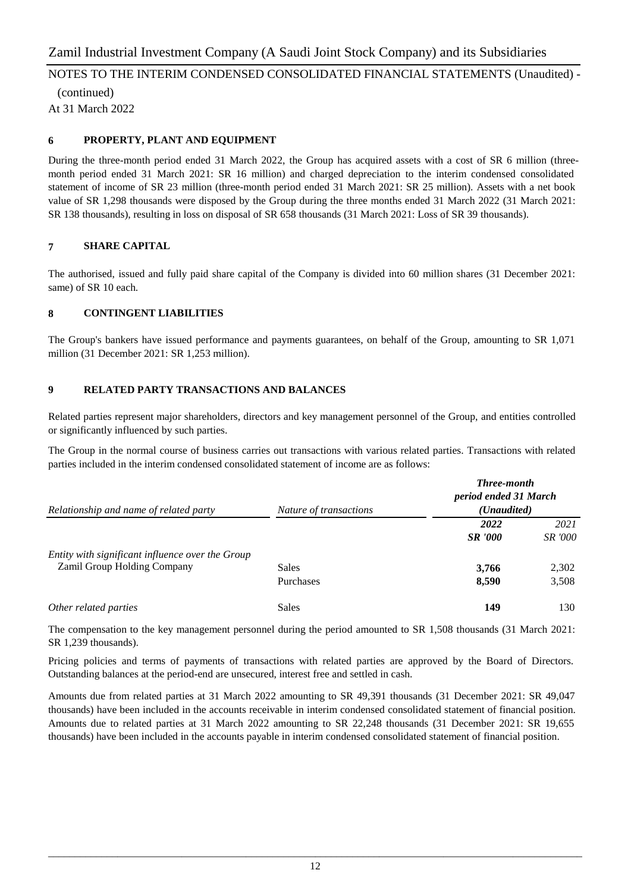## 6 PROPERTY, PLANT AND EQUIPMENT

During the three-month period ended 31 March 2022, the Group has acquired assets with a cost of SR 6 million (three-month period ended 31 March 2021: SR 16 million) and charged depreciation to the interim condensed consolidated statement of income of SR 23 million (three-month period ended 31 March 2021: SR 25 million). Assets with a net book value of SR 1,298 thousands were disposed by the Group during the three months ended 31 March 2022 (31 March 2021: SR 138 thousands), resulting in loss on disposal of SR 658 thousands (31 March 2021: Loss of SR 39 thousands).

## 7 SHARE CAPITAL

The authorised, issued and fully paid share capital of the Company is divided into 60 million shares (31 December 2021: same) of SR 10 each.

## 8 CONTINGENT LIABILITIES

The Group's bankers have issued performance and payments guarantees, on behalf of the Group, amounting to SR 1,071 million (31 December 2021: SR 1,253 million).

## 9 RELATED PARTY TRANSACTIONS AND BALANCES

Related parties represent major shareholders, directors and key management personnel of the Group, and entities controlled or significantly influenced by such parties.

The Group in the normal course of business carries out transactions with various related parties. Transactions with related parties included in the interim condensed consolidated statement of income are as follows:

| *Relationship and name of related party* | *Nature of transactions* | ***Three-month period ended 31 March (Unaudited)*** | |
|---|---|---|---|
| | | ***2022*** | *2021* |
| | | ***SR '000*** | *SR '000* |
| *Entity with significant influence over the Group* | | | |
| Zamil Group Holding Company | Sales | **3,766** | 2,302 |
| | Purchases | **8,590** | 3,508 |
| *Other related parties* | Sales | **149** | 130 |

The compensation to the key management personnel during the period amounted to SR 1,508 thousands (31 March 2021: SR 1,239 thousands).

Pricing policies and terms of payments of transactions with related parties are approved by the Board of Directors. Outstanding balances at the period-end are unsecured, interest free and settled in cash.

Amounts due from related parties at 31 March 2022 amounting to SR 49,391 thousands (31 December 2021: SR 49,047 thousands) have been included in the accounts receivable in interim condensed consolidated statement of financial position. Amounts due to related parties at 31 March 2022 amounting to SR 22,248 thousands (31 December 2021: SR 19,655 thousands) have been included in the accounts payable in interim condensed consolidated statement of financial position.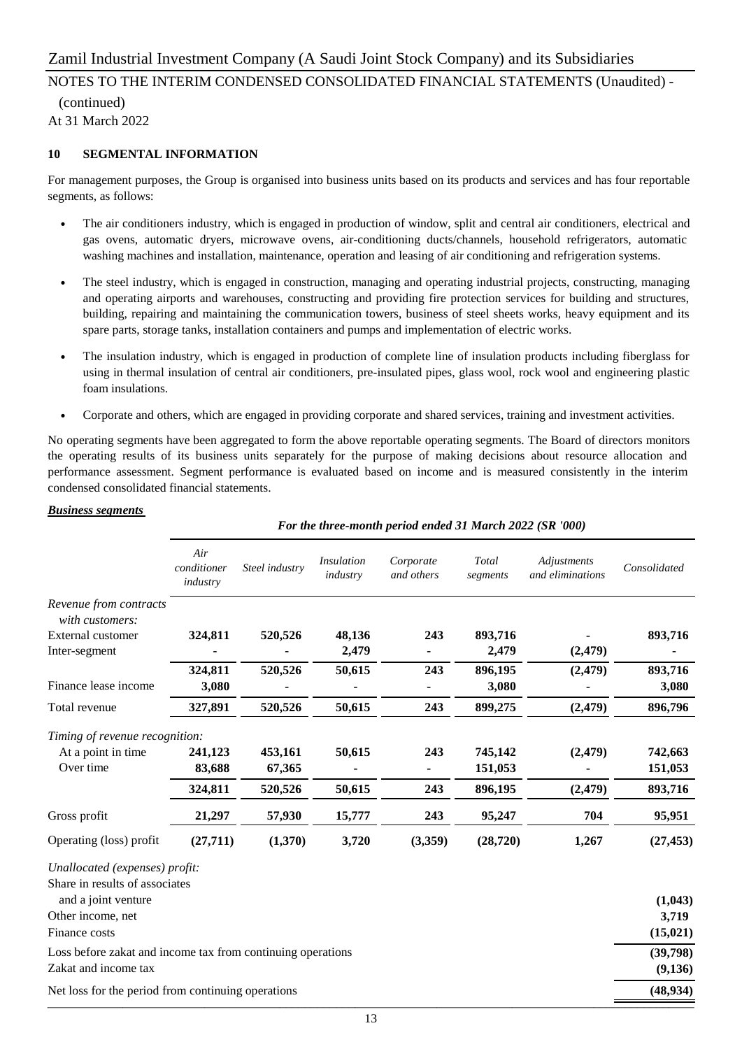Zamil Industrial Investment Company (A Saudi Joint Stock Company) and its Subsidiaries

NOTES TO THE INTERIM CONDENSED CONSOLIDATED FINANCIAL STATEMENTS (Unaudited) - (continued)

At 31 March 2022

## 10 SEGMENTAL INFORMATION

For management purposes, the Group is organised into business units based on its products and services and has four reportable segments, as follows:

- The air conditioners industry, which is engaged in production of window, split and central air conditioners, electrical and gas ovens, automatic dryers, microwave ovens, air-conditioning ducts/channels, household refrigerators, automatic washing machines and installation, maintenance, operation and leasing of air conditioning and refrigeration systems.
- The steel industry, which is engaged in construction, managing and operating industrial projects, constructing, managing and operating airports and warehouses, constructing and providing fire protection services for building and structures, building, repairing and maintaining the communication towers, business of steel sheets works, heavy equipment and its spare parts, storage tanks, installation containers and pumps and implementation of electric works.
- The insulation industry, which is engaged in production of complete line of insulation products including fiberglass for using in thermal insulation of central air conditioners, pre-insulated pipes, glass wool, rock wool and engineering plastic foam insulations.
- Corporate and others, which are engaged in providing corporate and shared services, training and investment activities.

No operating segments have been aggregated to form the above reportable operating segments. The Board of directors monitors the operating results of its business units separately for the purpose of making decisions about resource allocation and performance assessment. Segment performance is evaluated based on income and is measured consistently in the interim condensed consolidated financial statements.

***Business segments***

*For the three-month period ended 31 March 2022 (SR '000)*

| | *Air conditioner industry* | *Steel industry* | *Insulation industry* | *Corporate and others* | *Total segments* | *Adjustments and eliminations* | *Consolidated* |
|---|---|---|---|---|---|---|---|
| *Revenue from contracts with customers:* | | | | | | | |
| External customer | **324,811** | **520,526** | **48,136** | **243** | **893,716** | **-** | **893,716** |
| Inter-segment | **-** | **-** | **2,479** | **-** | **2,479** | **(2,479)** | **-** |
| | **324,811** | **520,526** | **50,615** | **243** | **896,195** | **(2,479)** | **893,716** |
| Finance lease income | **3,080** | **-** | **-** | **-** | **3,080** | **-** | **3,080** |
| Total revenue | **327,891** | **520,526** | **50,615** | **243** | **899,275** | **(2,479)** | **896,796** |
| *Timing of revenue recognition:* | | | | | | | |
| At a point in time | **241,123** | **453,161** | **50,615** | **243** | **745,142** | **(2,479)** | **742,663** |
| Over time | **83,688** | **67,365** | **-** | **-** | **151,053** | **-** | **151,053** |
| | **324,811** | **520,526** | **50,615** | **243** | **896,195** | **(2,479)** | **893,716** |
| Gross profit | **21,297** | **57,930** | **15,777** | **243** | **95,247** | **704** | **95,951** |
| Operating (loss) profit | **(27,711)** | **(1,370)** | **3,720** | **(3,359)** | **(28,720)** | **1,267** | **(27,453)** |
| *Unallocated (expenses) profit:* | | | | | | | |
| Share in results of associates and a joint venture | | | | | | | **(1,043)** |
| Other income, net | | | | | | | **3,719** |
| Finance costs | | | | | | | **(15,021)** |
| Loss before zakat and income tax from continuing operations | | | | | | | **(39,798)** |
| Zakat and income tax | | | | | | | **(9,136)** |
| Net loss for the period from continuing operations | | | | | | | **(48,934)** |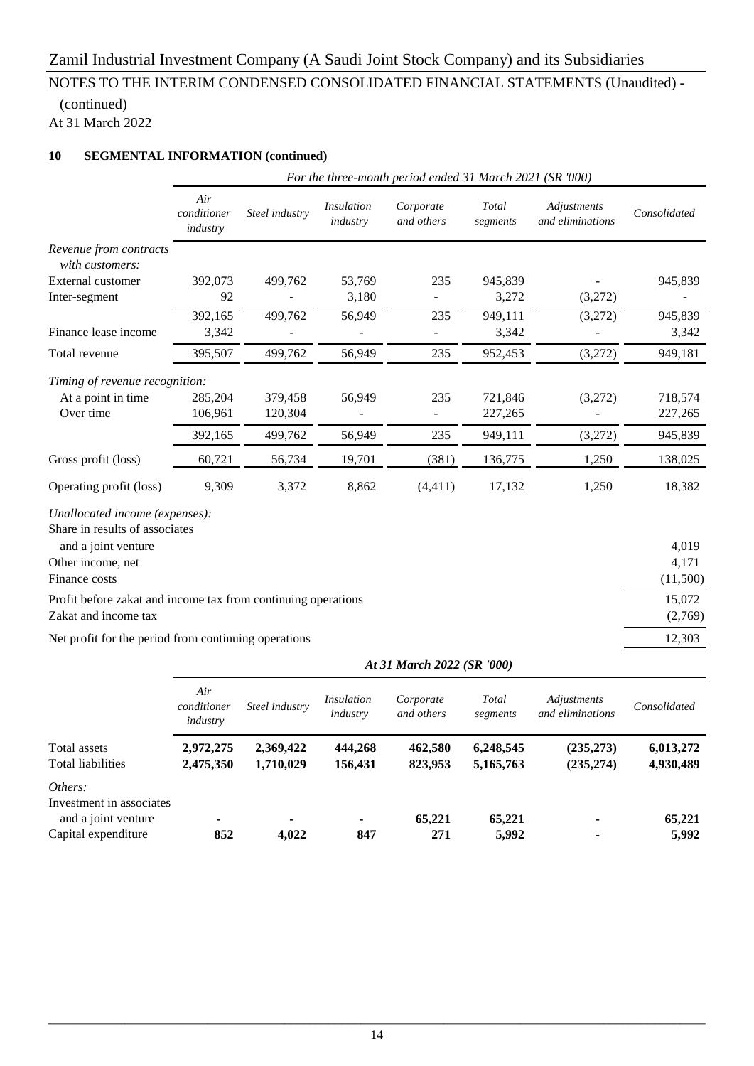# Zamil Industrial Investment Company (A Saudi Joint Stock Company) and its Subsidiaries

## NOTES TO THE INTERIM CONDENSED CONSOLIDATED FINANCIAL STATEMENTS (Unaudited) - (continued)

At 31 March 2022

### 10 SEGMENTAL INFORMATION (continued)

| | *For the three-month period ended 31 March 2021 (SR '000)* | | | | | | |
|---|---|---|---|---|---|---|---|
| | *Air conditioner industry* | *Steel industry* | *Insulation industry* | *Corporate and others* | *Total segments* | *Adjustments and eliminations* | *Consolidated* |
| *Revenue from contracts with customers:* | | | | | | | |
| External customer | 392,073 | 499,762 | 53,769 | 235 | 945,839 | - | 945,839 |
| Inter-segment | 92 | - | 3,180 | - | 3,272 | (3,272) | - |
| | 392,165 | 499,762 | 56,949 | 235 | 949,111 | (3,272) | 945,839 |
| Finance lease income | 3,342 | - | - | - | 3,342 | - | 3,342 |
| Total revenue | 395,507 | 499,762 | 56,949 | 235 | 952,453 | (3,272) | 949,181 |
| *Timing of revenue recognition:* | | | | | | | |
| At a point in time | 285,204 | 379,458 | 56,949 | 235 | 721,846 | (3,272) | 718,574 |
| Over time | 106,961 | 120,304 | - | - | 227,265 | - | 227,265 |
| | 392,165 | 499,762 | 56,949 | 235 | 949,111 | (3,272) | 945,839 |
| Gross profit (loss) | 60,721 | 56,734 | 19,701 | (381) | 136,775 | 1,250 | 138,025 |
| Operating profit (loss) | 9,309 | 3,372 | 8,862 | (4,411) | 17,132 | 1,250 | 18,382 |
| *Unallocated income (expenses):* | | | | | | | |
| Share in results of associates and a joint venture | | | | | | | 4,019 |
| Other income, net | | | | | | | 4,171 |
| Finance costs | | | | | | | (11,500) |
| Profit before zakat and income tax from continuing operations | | | | | | | 15,072 |
| Zakat and income tax | | | | | | | (2,769) |
| Net profit for the period from continuing operations | | | | | | | 12,303 |

| | ***At 31 March 2022 (SR '000)*** | | | | | | |
|---|---|---|---|---|---|---|---|
| | *Air conditioner industry* | *Steel industry* | *Insulation industry* | *Corporate and others* | *Total segments* | *Adjustments and eliminations* | *Consolidated* |
| Total assets | **2,972,275** | **2,369,422** | **444,268** | **462,580** | **6,248,545** | **(235,273)** | **6,013,272** |
| Total liabilities | **2,475,350** | **1,710,029** | **156,431** | **823,953** | **5,165,763** | **(235,274)** | **4,930,489** |
| *Others:* | | | | | | | |
| Investment in associates and a joint venture | **-** | **-** | **-** | **65,221** | **65,221** | **-** | **65,221** |
| Capital expenditure | **852** | **4,022** | **847** | **271** | **5,992** | **-** | **5,992** |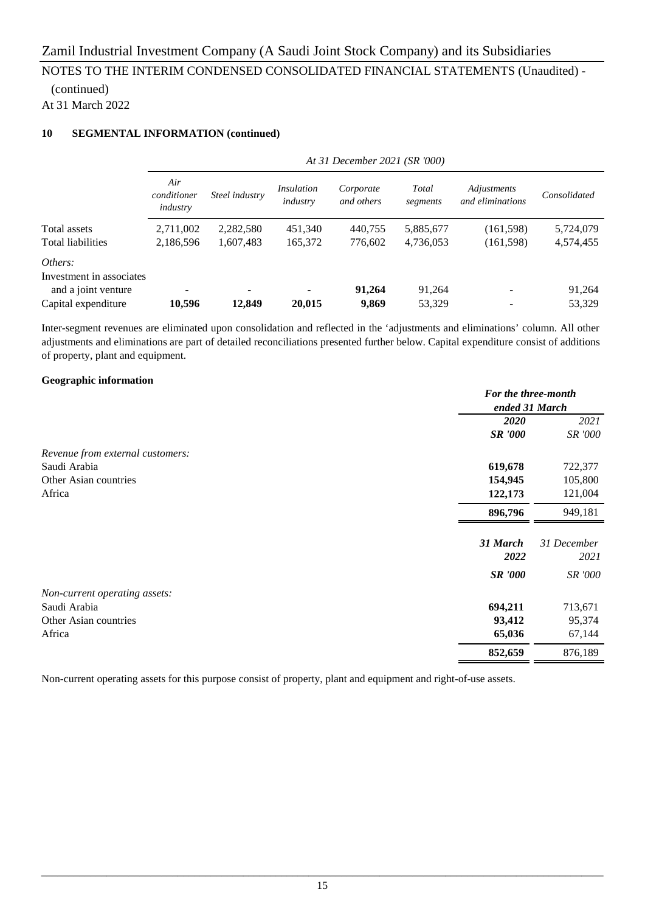Zamil Industrial Investment Company (A Saudi Joint Stock Company) and its Subsidiaries

NOTES TO THE INTERIM CONDENSED CONSOLIDATED FINANCIAL STATEMENTS (Unaudited) - (continued)

At 31 March 2022

**10 SEGMENTAL INFORMATION (continued)**

| | *At 31 December 2021 (SR '000)* | | | | | | |
|---|---|---|---|---|---|---|---|
| | *Air conditioner industry* | *Steel industry* | *Insulation industry* | *Corporate and others* | *Total segments* | *Adjustments and eliminations* | *Consolidated* |
| Total assets | 2,711,002 | 2,282,580 | 451,340 | 440,755 | 5,885,677 | (161,598) | 5,724,079 |
| Total liabilities | 2,186,596 | 1,607,483 | 165,372 | 776,602 | 4,736,053 | (161,598) | 4,574,455 |
| *Others:* | | | | | | | |
| Investment in associates and a joint venture | **-** | **-** | **-** | **91,264** | 91,264 | - | 91,264 |
| Capital expenditure | **10,596** | **12,849** | **20,015** | **9,869** | 53,329 | - | 53,329 |

Inter-segment revenues are eliminated upon consolidation and reflected in the 'adjustments and eliminations' column. All other adjustments and eliminations are part of detailed reconciliations presented further below. Capital expenditure consist of additions of property, plant and equipment.

**Geographic information**

| | ***For the three-month ended 31 March*** | |
|---|---|---|
| | ***2020*** | *2021* |
| | ***SR '000*** | *SR '000* |
| *Revenue from external customers:* | | |
| Saudi Arabia | **619,678** | 722,377 |
| Other Asian countries | **154,945** | 105,800 |
| Africa | **122,173** | 121,004 |
| | **896,796** | 949,181 |

| | ***31 March 2022*** | *31 December 2021* |
|---|---|---|
| | ***SR '000*** | *SR '000* |
| *Non-current operating assets:* | | |
| Saudi Arabia | **694,211** | 713,671 |
| Other Asian countries | **93,412** | 95,374 |
| Africa | **65,036** | 67,144 |
| | **852,659** | 876,189 |

Non-current operating assets for this purpose consist of property, plant and equipment and right-of-use assets.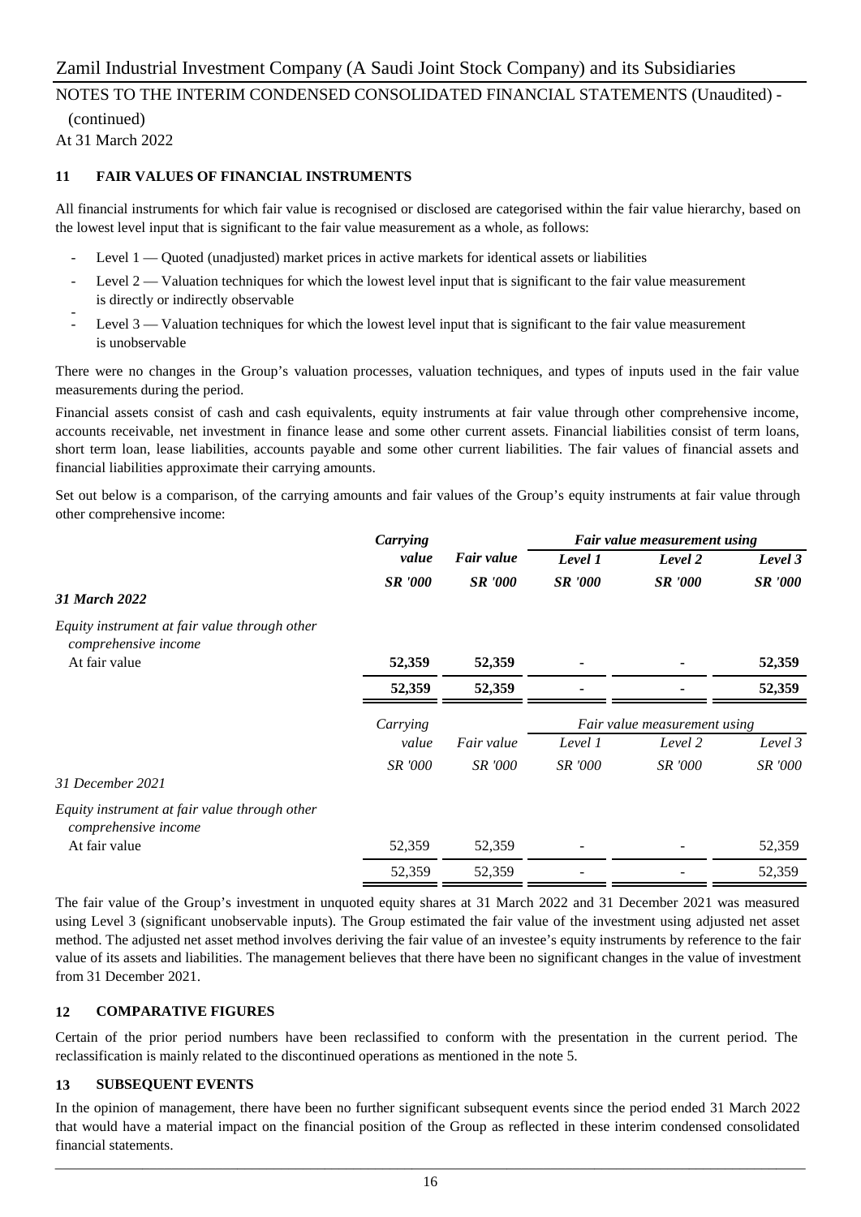## 11 FAIR VALUES OF FINANCIAL INSTRUMENTS

All financial instruments for which fair value is recognised or disclosed are categorised within the fair value hierarchy, based on the lowest level input that is significant to the fair value measurement as a whole, as follows:

- Level 1 — Quoted (unadjusted) market prices in active markets for identical assets or liabilities
- Level 2 — Valuation techniques for which the lowest level input that is significant to the fair value measurement is directly or indirectly observable
- Level 3 — Valuation techniques for which the lowest level input that is significant to the fair value measurement is unobservable

There were no changes in the Group's valuation processes, valuation techniques, and types of inputs used in the fair value measurements during the period.

Financial assets consist of cash and cash equivalents, equity instruments at fair value through other comprehensive income, accounts receivable, net investment in finance lease and some other current assets. Financial liabilities consist of term loans, short term loan, lease liabilities, accounts payable and some other current liabilities. The fair values of financial assets and financial liabilities approximate their carrying amounts.

Set out below is a comparison, of the carrying amounts and fair values of the Group's equity instruments at fair value through other comprehensive income:

| | ***Carrying value*** | ***Fair value*** | ***Fair value measurement using*** | | |
|---|---|---|---|---|---|
| | | | ***Level 1*** | ***Level 2*** | ***Level 3*** |
| | ***SR '000*** | ***SR '000*** | ***SR '000*** | ***SR '000*** | ***SR '000*** |
| ***31 March 2022*** | | | | | |
| *Equity instrument at fair value through other comprehensive income* | | | | | |
| At fair value | **52,359** | **52,359** | **-** | **-** | **52,359** |
| | **52,359** | **52,359** | **-** | **-** | **52,359** |

| | *Carrying value* | *Fair value* | *Fair value measurement using* | | |
|---|---|---|---|---|---|
| | | | *Level 1* | *Level 2* | *Level 3* |
| | *SR '000* | *SR '000* | *SR '000* | *SR '000* | *SR '000* |
| *31 December 2021* | | | | | |
| *Equity instrument at fair value through other comprehensive income* | | | | | |
| At fair value | 52,359 | 52,359 | - | - | 52,359 |
| | 52,359 | 52,359 | - | - | 52,359 |

The fair value of the Group's investment in unquoted equity shares at 31 March 2022 and 31 December 2021 was measured using Level 3 (significant unobservable inputs). The Group estimated the fair value of the investment using adjusted net asset method. The adjusted net asset method involves deriving the fair value of an investee's equity instruments by reference to the fair value of its assets and liabilities. The management believes that there have been no significant changes in the value of investment from 31 December 2021.

## 12 COMPARATIVE FIGURES

Certain of the prior period numbers have been reclassified to conform with the presentation in the current period. The reclassification is mainly related to the discontinued operations as mentioned in the note 5.

## 13 SUBSEQUENT EVENTS

In the opinion of management, there have been no further significant subsequent events since the period ended 31 March 2022 that would have a material impact on the financial position of the Group as reflected in these interim condensed consolidated financial statements.